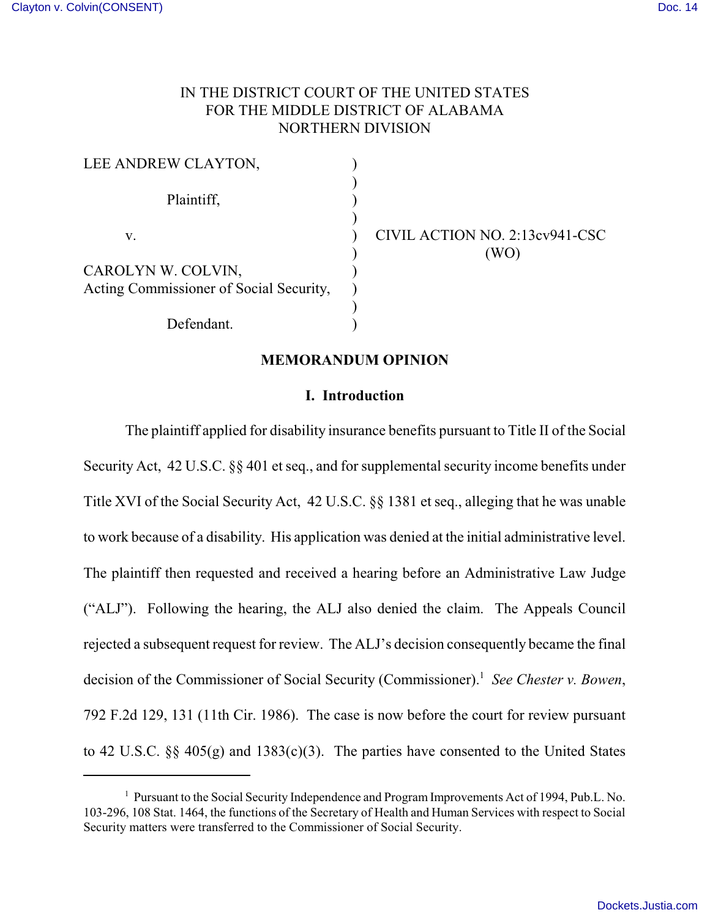IN THE DISTRICT COURT OF THE UNITED STATES
FOR THE MIDDLE DISTRICT OF ALABAMA
NORTHERN DIVISION

LEE ANDREW CLAYTON,

Plaintiff,

v.

CAROLYN W. COLVIN,
Acting Commissioner of Social Security,

Defendant.

CIVIL ACTION NO. 2:13cv941-CSC
(WO)

## MEMORANDUM OPINION

### I. Introduction

The plaintiff applied for disability insurance benefits pursuant to Title II of the Social Security Act, 42 U.S.C. §§ 401 et seq., and for supplemental security income benefits under Title XVI of the Social Security Act, 42 U.S.C. §§ 1381 et seq., alleging that he was unable to work because of a disability. His application was denied at the initial administrative level. The plaintiff then requested and received a hearing before an Administrative Law Judge ("ALJ"). Following the hearing, the ALJ also denied the claim. The Appeals Council rejected a subsequent request for review. The ALJ's decision consequently became the final decision of the Commissioner of Social Security (Commissioner).[1] *See Chester v. Bowen*, 792 F.2d 129, 131 (11th Cir. 1986). The case is now before the court for review pursuant to 42 U.S.C. §§ 405(g) and 1383(c)(3). The parties have consented to the United States

[1] Pursuant to the Social Security Independence and Program Improvements Act of 1994, Pub.L. No. 103-296, 108 Stat. 1464, the functions of the Secretary of Health and Human Services with respect to Social Security matters were transferred to the Commissioner of Social Security.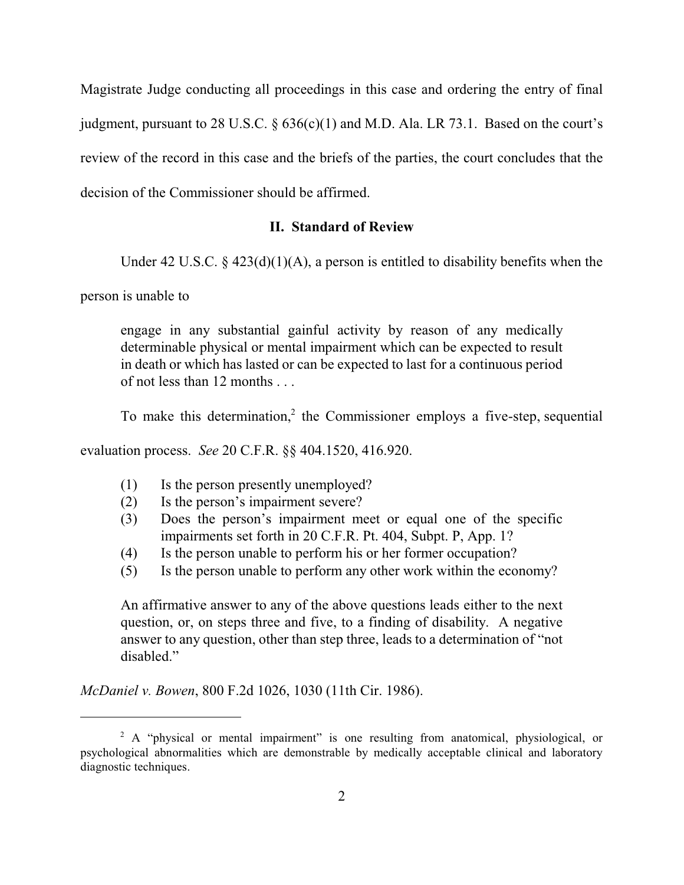Magistrate Judge conducting all proceedings in this case and ordering the entry of final judgment, pursuant to 28 U.S.C. § 636(c)(1) and M.D. Ala. LR 73.1. Based on the court's review of the record in this case and the briefs of the parties, the court concludes that the decision of the Commissioner should be affirmed.

## II. Standard of Review

Under 42 U.S.C. § 423(d)(1)(A), a person is entitled to disability benefits when the person is unable to

> engage in any substantial gainful activity by reason of any medically determinable physical or mental impairment which can be expected to result in death or which has lasted or can be expected to last for a continuous period of not less than 12 months . . .

To make this determination,[2] the Commissioner employs a five-step, sequential evaluation process. *See* 20 C.F.R. §§ 404.1520, 416.920.

> (1) Is the person presently unemployed?
> (2) Is the person's impairment severe?
> (3) Does the person's impairment meet or equal one of the specific impairments set forth in 20 C.F.R. Pt. 404, Subpt. P, App. 1?
> (4) Is the person unable to perform his or her former occupation?
> (5) Is the person unable to perform any other work within the economy?
>
> An affirmative answer to any of the above questions leads either to the next question, or, on steps three and five, to a finding of disability. A negative answer to any question, other than step three, leads to a determination of "not disabled."

*McDaniel v. Bowen*, 800 F.2d 1026, 1030 (11th Cir. 1986).

---

[2] A "physical or mental impairment" is one resulting from anatomical, physiological, or psychological abnormalities which are demonstrable by medically acceptable clinical and laboratory diagnostic techniques.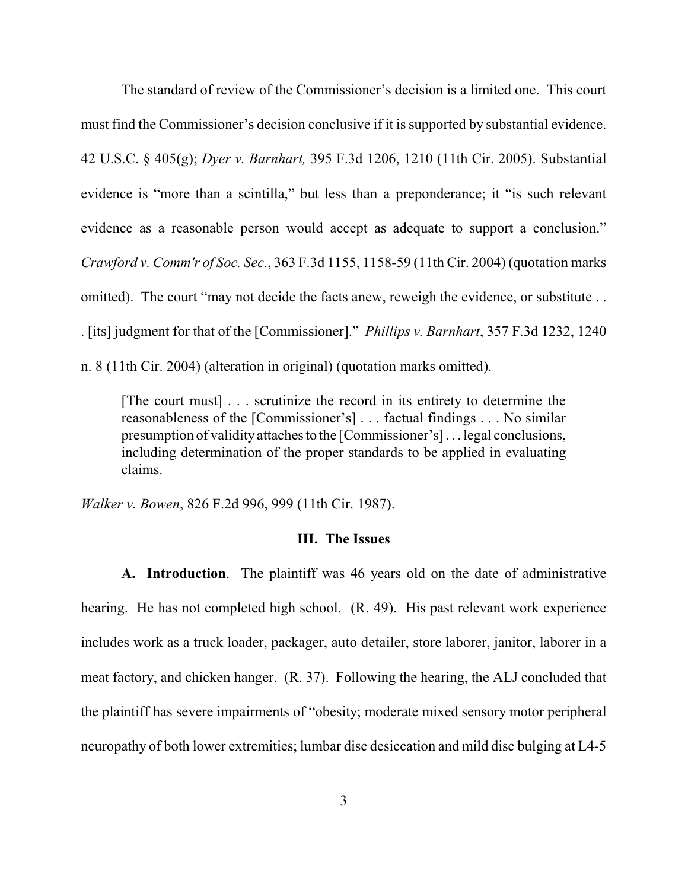The standard of review of the Commissioner's decision is a limited one. This court must find the Commissioner's decision conclusive if it is supported by substantial evidence. 42 U.S.C. § 405(g); *Dyer v. Barnhart,* 395 F.3d 1206, 1210 (11th Cir. 2005). Substantial evidence is "more than a scintilla," but less than a preponderance; it "is such relevant evidence as a reasonable person would accept as adequate to support a conclusion." *Crawford v. Comm'r of Soc. Sec.*, 363 F.3d 1155, 1158-59 (11th Cir. 2004) (quotation marks omitted). The court "may not decide the facts anew, reweigh the evidence, or substitute . . . [its] judgment for that of the [Commissioner]." *Phillips v. Barnhart*, 357 F.3d 1232, 1240 n. 8 (11th Cir. 2004) (alteration in original) (quotation marks omitted).

> [The court must] . . . scrutinize the record in its entirety to determine the reasonableness of the [Commissioner's] . . . factual findings . . . No similar presumption of validity attaches to the [Commissioner's] . . . legal conclusions, including determination of the proper standards to be applied in evaluating claims.

*Walker v. Bowen*, 826 F.2d 996, 999 (11th Cir. 1987).

## III. The Issues

**A. Introduction**. The plaintiff was 46 years old on the date of administrative hearing. He has not completed high school. (R. 49). His past relevant work experience includes work as a truck loader, packager, auto detailer, store laborer, janitor, laborer in a meat factory, and chicken hanger. (R. 37). Following the hearing, the ALJ concluded that the plaintiff has severe impairments of "obesity; moderate mixed sensory motor peripheral neuropathy of both lower extremities; lumbar disc desiccation and mild disc bulging at L4-5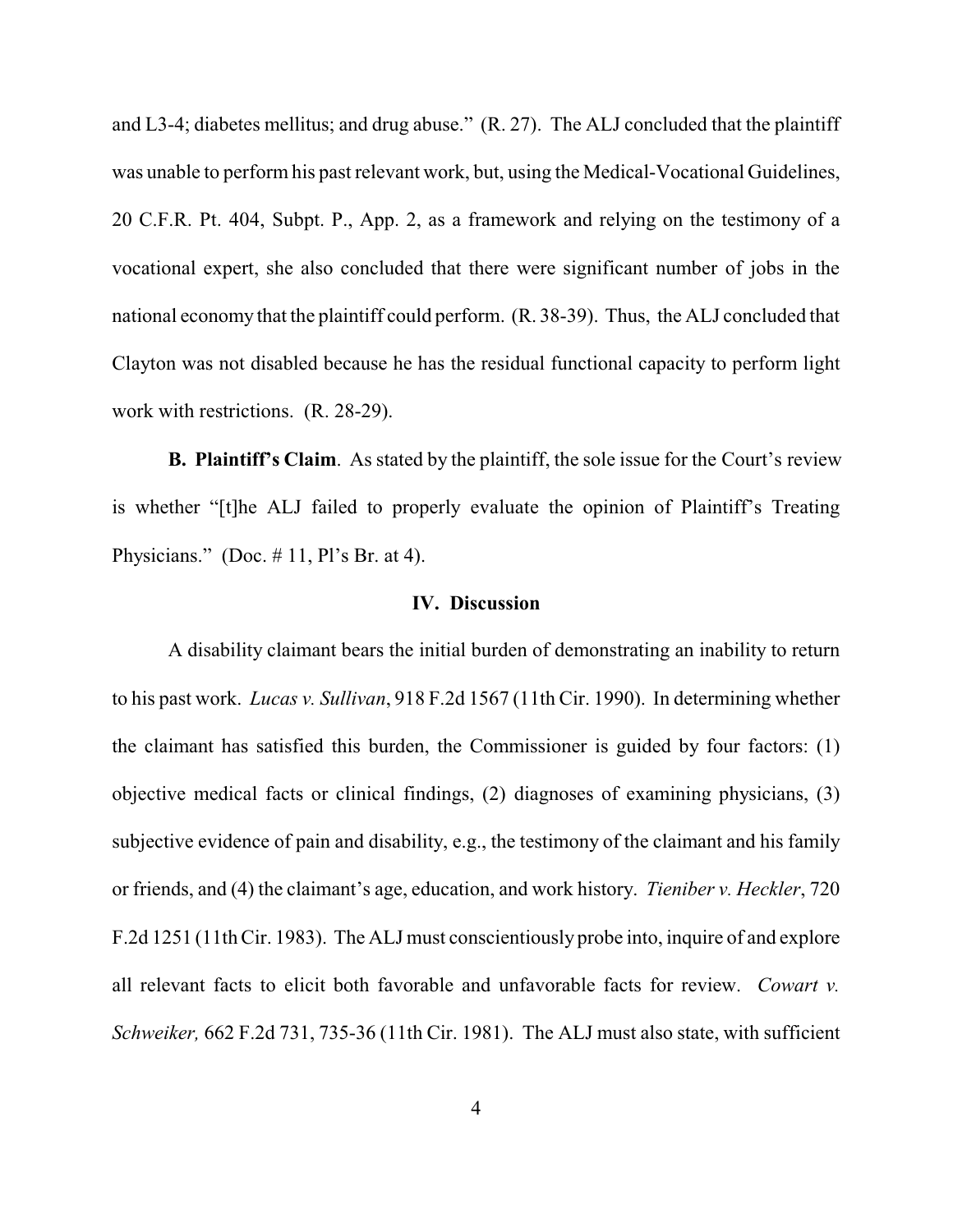and L3-4; diabetes mellitus; and drug abuse." (R. 27). The ALJ concluded that the plaintiff was unable to perform his past relevant work, but, using the Medical-Vocational Guidelines, 20 C.F.R. Pt. 404, Subpt. P., App. 2, as a framework and relying on the testimony of a vocational expert, she also concluded that there were significant number of jobs in the national economy that the plaintiff could perform. (R. 38-39). Thus, the ALJ concluded that Clayton was not disabled because he has the residual functional capacity to perform light work with restrictions. (R. 28-29).

**B. Plaintiff's Claim**. As stated by the plaintiff, the sole issue for the Court's review is whether "[t]he ALJ failed to properly evaluate the opinion of Plaintiff's Treating Physicians." (Doc. # 11, Pl's Br. at 4).

## IV. Discussion

A disability claimant bears the initial burden of demonstrating an inability to return to his past work. *Lucas v. Sullivan*, 918 F.2d 1567 (11th Cir. 1990). In determining whether the claimant has satisfied this burden, the Commissioner is guided by four factors: (1) objective medical facts or clinical findings, (2) diagnoses of examining physicians, (3) subjective evidence of pain and disability, e.g., the testimony of the claimant and his family or friends, and (4) the claimant's age, education, and work history. *Tieniber v. Heckler*, 720 F.2d 1251 (11th Cir. 1983). The ALJ must conscientiously probe into, inquire of and explore all relevant facts to elicit both favorable and unfavorable facts for review. *Cowart v. Schweiker,* 662 F.2d 731, 735-36 (11th Cir. 1981). The ALJ must also state, with sufficient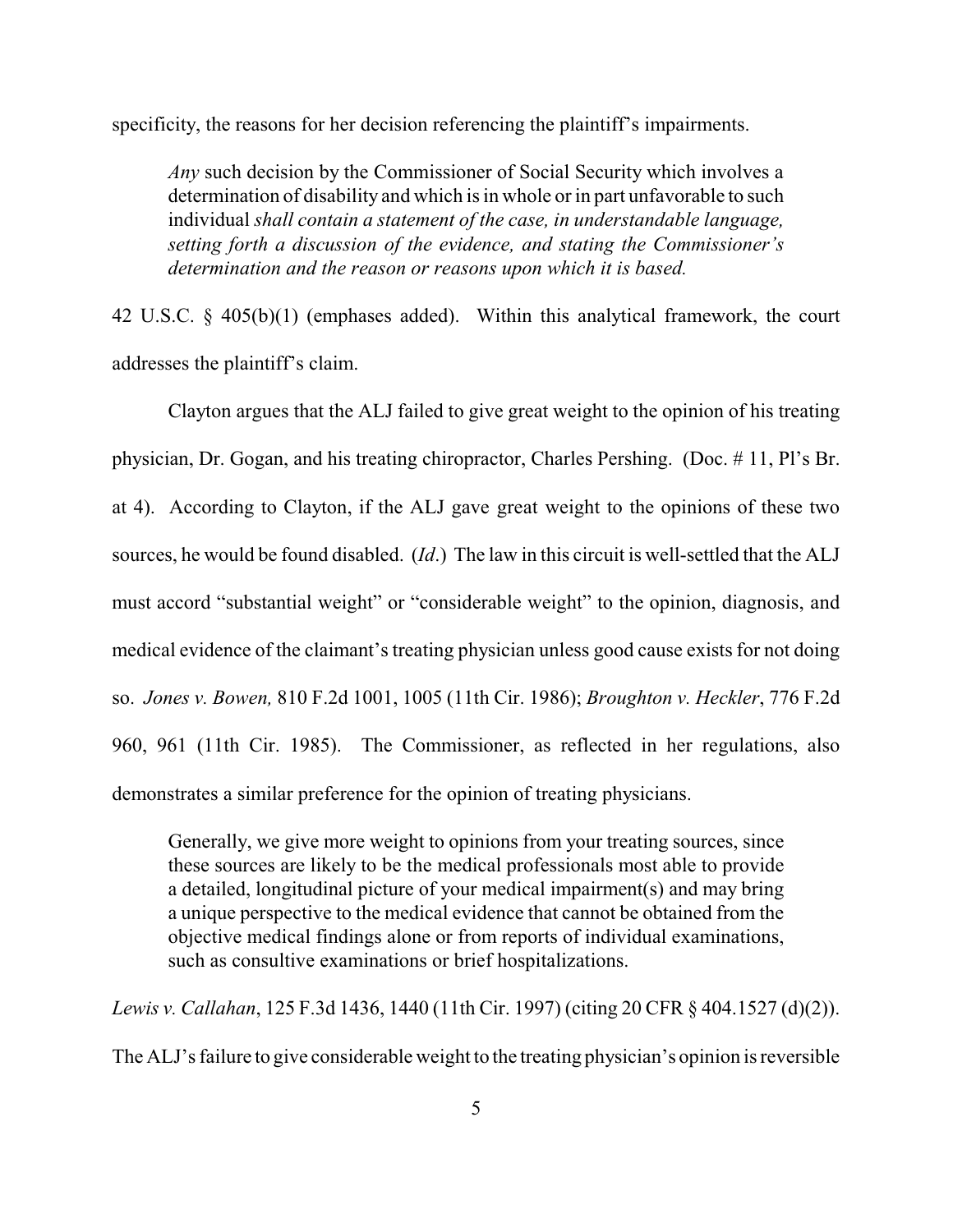specificity, the reasons for her decision referencing the plaintiff's impairments.

> *Any* such decision by the Commissioner of Social Security which involves a determination of disability and which is in whole or in part unfavorable to such individual *shall contain a statement of the case, in understandable language, setting forth a discussion of the evidence, and stating the Commissioner's determination and the reason or reasons upon which it is based.*

42 U.S.C. § 405(b)(1) (emphases added). Within this analytical framework, the court addresses the plaintiff's claim.

Clayton argues that the ALJ failed to give great weight to the opinion of his treating physician, Dr. Gogan, and his treating chiropractor, Charles Pershing. (Doc. # 11, Pl's Br. at 4). According to Clayton, if the ALJ gave great weight to the opinions of these two sources, he would be found disabled. (*Id*.) The law in this circuit is well-settled that the ALJ must accord "substantial weight" or "considerable weight" to the opinion, diagnosis, and medical evidence of the claimant's treating physician unless good cause exists for not doing so. *Jones v. Bowen,* 810 F.2d 1001, 1005 (11th Cir. 1986); *Broughton v. Heckler*, 776 F.2d 960, 961 (11th Cir. 1985). The Commissioner, as reflected in her regulations, also demonstrates a similar preference for the opinion of treating physicians.

> Generally, we give more weight to opinions from your treating sources, since these sources are likely to be the medical professionals most able to provide a detailed, longitudinal picture of your medical impairment(s) and may bring a unique perspective to the medical evidence that cannot be obtained from the objective medical findings alone or from reports of individual examinations, such as consultive examinations or brief hospitalizations.

*Lewis v. Callahan*, 125 F.3d 1436, 1440 (11th Cir. 1997) (citing 20 CFR § 404.1527 (d)(2)). The ALJ's failure to give considerable weight to the treating physician's opinion is reversible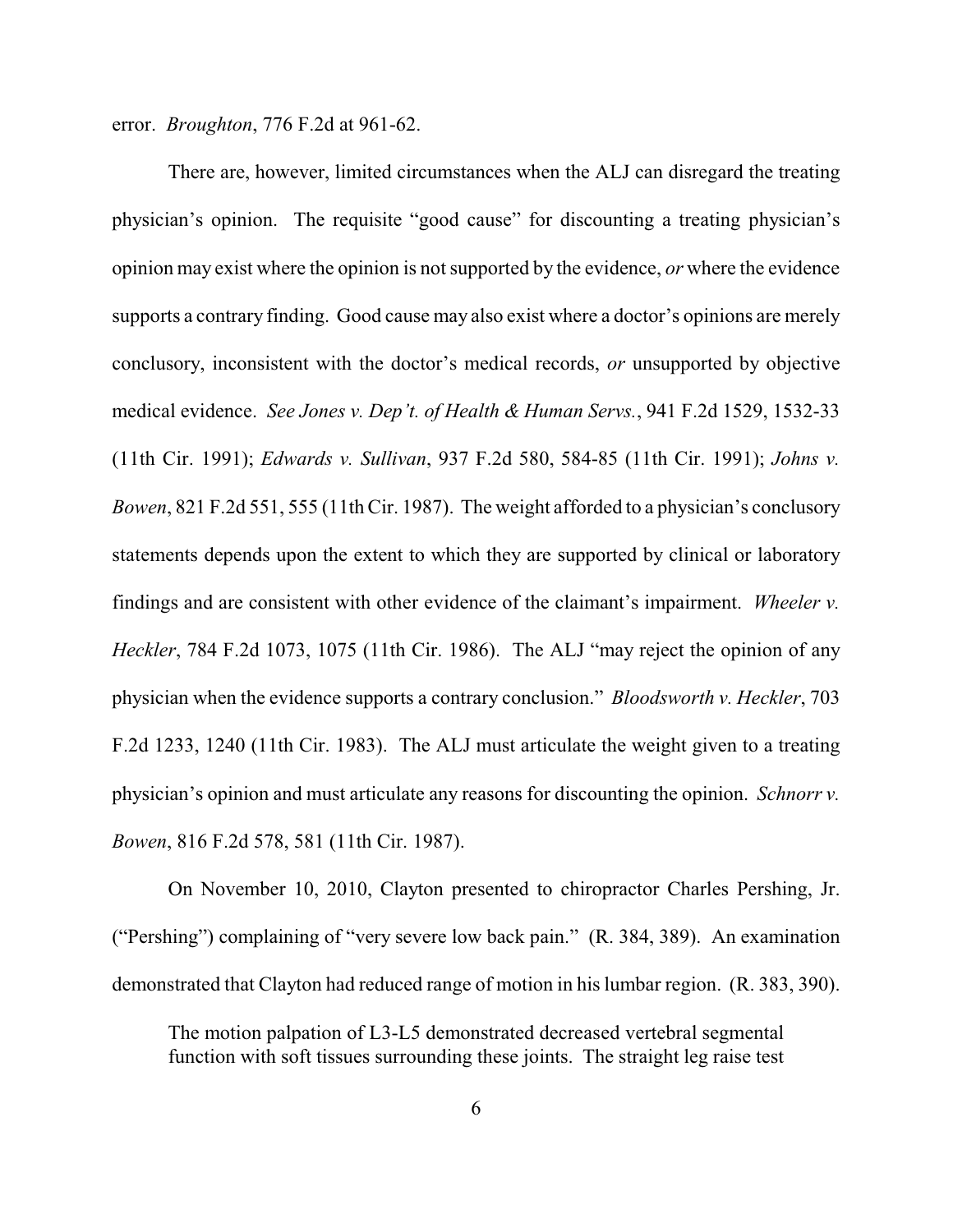error. *Broughton*, 776 F.2d at 961-62.

There are, however, limited circumstances when the ALJ can disregard the treating physician's opinion. The requisite "good cause" for discounting a treating physician's opinion may exist where the opinion is not supported by the evidence, *or* where the evidence supports a contrary finding. Good cause may also exist where a doctor's opinions are merely conclusory, inconsistent with the doctor's medical records, *or* unsupported by objective medical evidence. *See Jones v. Dep't. of Health & Human Servs.*, 941 F.2d 1529, 1532-33 (11th Cir. 1991); *Edwards v. Sullivan*, 937 F.2d 580, 584-85 (11th Cir. 1991); *Johns v. Bowen*, 821 F.2d 551, 555 (11th Cir. 1987). The weight afforded to a physician's conclusory statements depends upon the extent to which they are supported by clinical or laboratory findings and are consistent with other evidence of the claimant's impairment. *Wheeler v. Heckler*, 784 F.2d 1073, 1075 (11th Cir. 1986). The ALJ "may reject the opinion of any physician when the evidence supports a contrary conclusion." *Bloodsworth v. Heckler*, 703 F.2d 1233, 1240 (11th Cir. 1983). The ALJ must articulate the weight given to a treating physician's opinion and must articulate any reasons for discounting the opinion. *Schnorr v. Bowen*, 816 F.2d 578, 581 (11th Cir. 1987).

On November 10, 2010, Clayton presented to chiropractor Charles Pershing, Jr. ("Pershing") complaining of "very severe low back pain." (R. 384, 389). An examination demonstrated that Clayton had reduced range of motion in his lumbar region. (R. 383, 390).

> The motion palpation of L3-L5 demonstrated decreased vertebral segmental function with soft tissues surrounding these joints. The straight leg raise test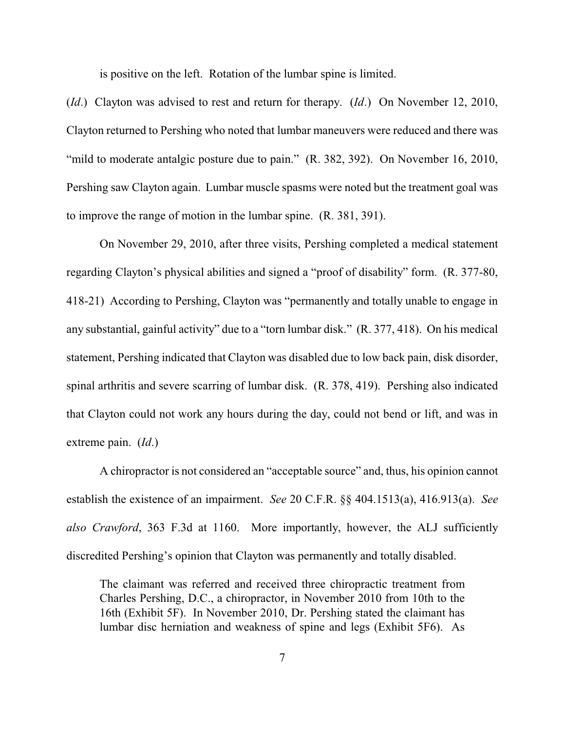is positive on the left. Rotation of the lumbar spine is limited.

(*Id*.) Clayton was advised to rest and return for therapy. (*Id*.) On November 12, 2010, Clayton returned to Pershing who noted that lumbar maneuvers were reduced and there was "mild to moderate antalgic posture due to pain." (R. 382, 392). On November 16, 2010, Pershing saw Clayton again. Lumbar muscle spasms were noted but the treatment goal was to improve the range of motion in the lumbar spine. (R. 381, 391).

On November 29, 2010, after three visits, Pershing completed a medical statement regarding Clayton's physical abilities and signed a "proof of disability" form. (R. 377-80, 418-21) According to Pershing, Clayton was "permanently and totally unable to engage in any substantial, gainful activity" due to a "torn lumbar disk." (R. 377, 418). On his medical statement, Pershing indicated that Clayton was disabled due to low back pain, disk disorder, spinal arthritis and severe scarring of lumbar disk. (R. 378, 419). Pershing also indicated that Clayton could not work any hours during the day, could not bend or lift, and was in extreme pain. (*Id*.)

A chiropractor is not considered an "acceptable source" and, thus, his opinion cannot establish the existence of an impairment. *See* 20 C.F.R. §§ 404.1513(a), 416.913(a). *See also Crawford*, 363 F.3d at 1160. More importantly, however, the ALJ sufficiently discredited Pershing's opinion that Clayton was permanently and totally disabled.

> The claimant was referred and received three chiropractic treatment from Charles Pershing, D.C., a chiropractor, in November 2010 from 10th to the 16th (Exhibit 5F). In November 2010, Dr. Pershing stated the claimant has lumbar disc herniation and weakness of spine and legs (Exhibit 5F6). As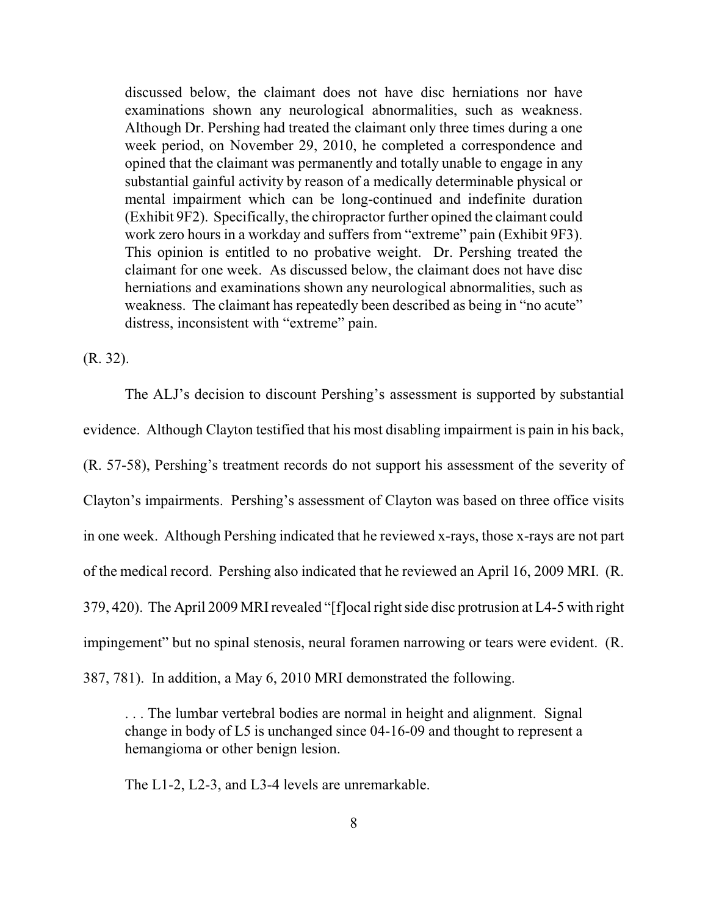> discussed below, the claimant does not have disc herniations nor have examinations shown any neurological abnormalities, such as weakness. Although Dr. Pershing had treated the claimant only three times during a one week period, on November 29, 2010, he completed a correspondence and opined that the claimant was permanently and totally unable to engage in any substantial gainful activity by reason of a medically determinable physical or mental impairment which can be long-continued and indefinite duration (Exhibit 9F2). Specifically, the chiropractor further opined the claimant could work zero hours in a workday and suffers from "extreme" pain (Exhibit 9F3). This opinion is entitled to no probative weight. Dr. Pershing treated the claimant for one week. As discussed below, the claimant does not have disc herniations and examinations shown any neurological abnormalities, such as weakness. The claimant has repeatedly been described as being in "no acute" distress, inconsistent with "extreme" pain.

(R. 32).

The ALJ's decision to discount Pershing's assessment is supported by substantial evidence. Although Clayton testified that his most disabling impairment is pain in his back, (R. 57-58), Pershing's treatment records do not support his assessment of the severity of Clayton's impairments. Pershing's assessment of Clayton was based on three office visits in one week. Although Pershing indicated that he reviewed x-rays, those x-rays are not part of the medical record. Pershing also indicated that he reviewed an April 16, 2009 MRI. (R. 379, 420). The April 2009 MRI revealed "[f]ocal right side disc protrusion at L4-5 with right impingement" but no spinal stenosis, neural foramen narrowing or tears were evident. (R. 387, 781). In addition, a May 6, 2010 MRI demonstrated the following.

> . . . The lumbar vertebral bodies are normal in height and alignment. Signal change in body of L5 is unchanged since 04-16-09 and thought to represent a hemangioma or other benign lesion.
>
> The L1-2, L2-3, and L3-4 levels are unremarkable.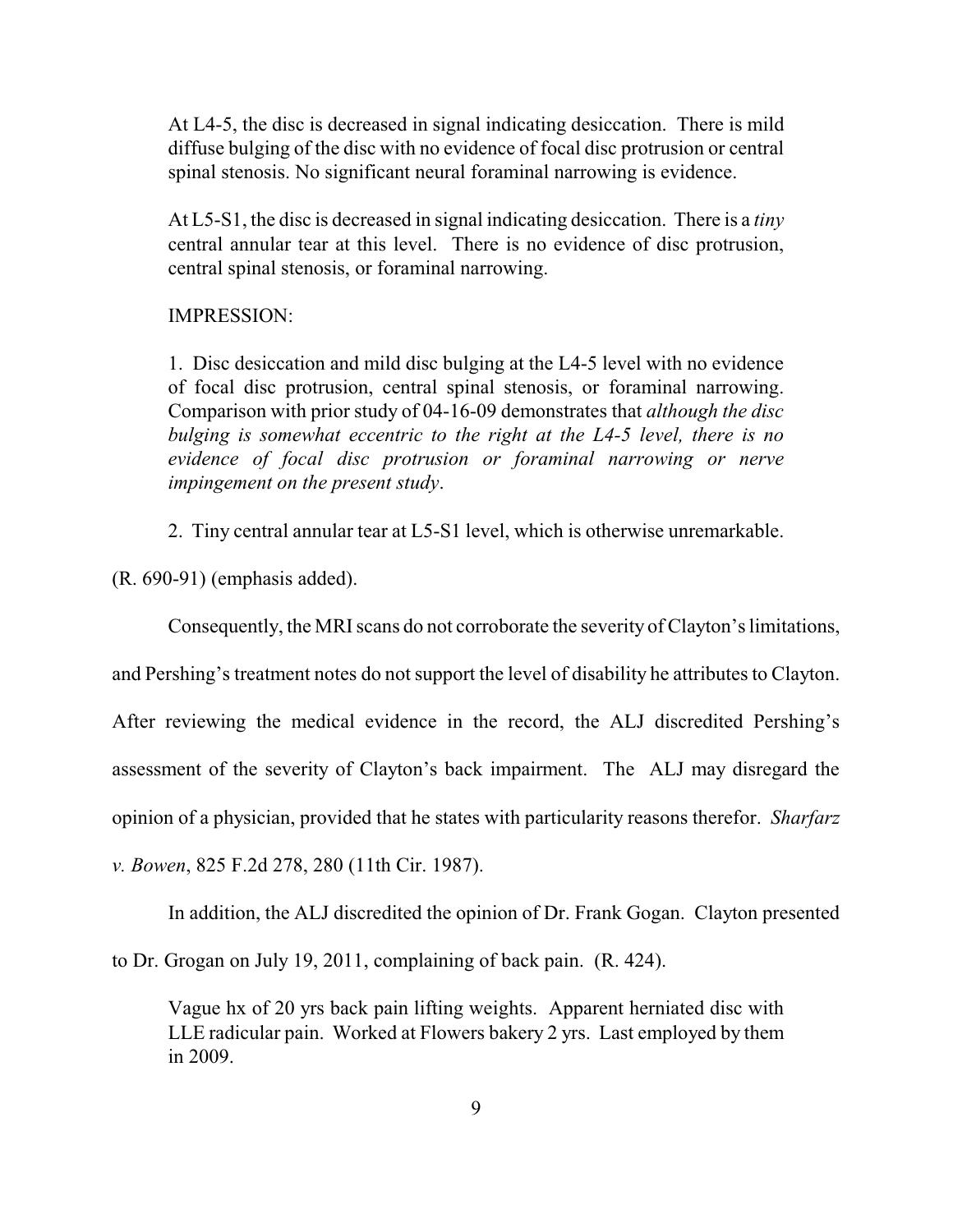> At L4-5, the disc is decreased in signal indicating desiccation. There is mild diffuse bulging of the disc with no evidence of focal disc protrusion or central spinal stenosis. No significant neural foraminal narrowing is evidence.
>
> At L5-S1, the disc is decreased in signal indicating desiccation. There is a *tiny* central annular tear at this level. There is no evidence of disc protrusion, central spinal stenosis, or foraminal narrowing.
>
> IMPRESSION:
>
> 1. Disc desiccation and mild disc bulging at the L4-5 level with no evidence of focal disc protrusion, central spinal stenosis, or foraminal narrowing. Comparison with prior study of 04-16-09 demonstrates that *although the disc bulging is somewhat eccentric to the right at the L4-5 level, there is no evidence of focal disc protrusion or foraminal narrowing or nerve impingement on the present study*.
>
> 2. Tiny central annular tear at L5-S1 level, which is otherwise unremarkable.

(R. 690-91) (emphasis added).

Consequently, the MRI scans do not corroborate the severity of Clayton's limitations, and Pershing's treatment notes do not support the level of disability he attributes to Clayton. After reviewing the medical evidence in the record, the ALJ discredited Pershing's assessment of the severity of Clayton's back impairment. The ALJ may disregard the opinion of a physician, provided that he states with particularity reasons therefor. *Sharfarz v. Bowen*, 825 F.2d 278, 280 (11th Cir. 1987).

In addition, the ALJ discredited the opinion of Dr. Frank Gogan. Clayton presented to Dr. Grogan on July 19, 2011, complaining of back pain. (R. 424).

> Vague hx of 20 yrs back pain lifting weights. Apparent herniated disc with LLE radicular pain. Worked at Flowers bakery 2 yrs. Last employed by them in 2009.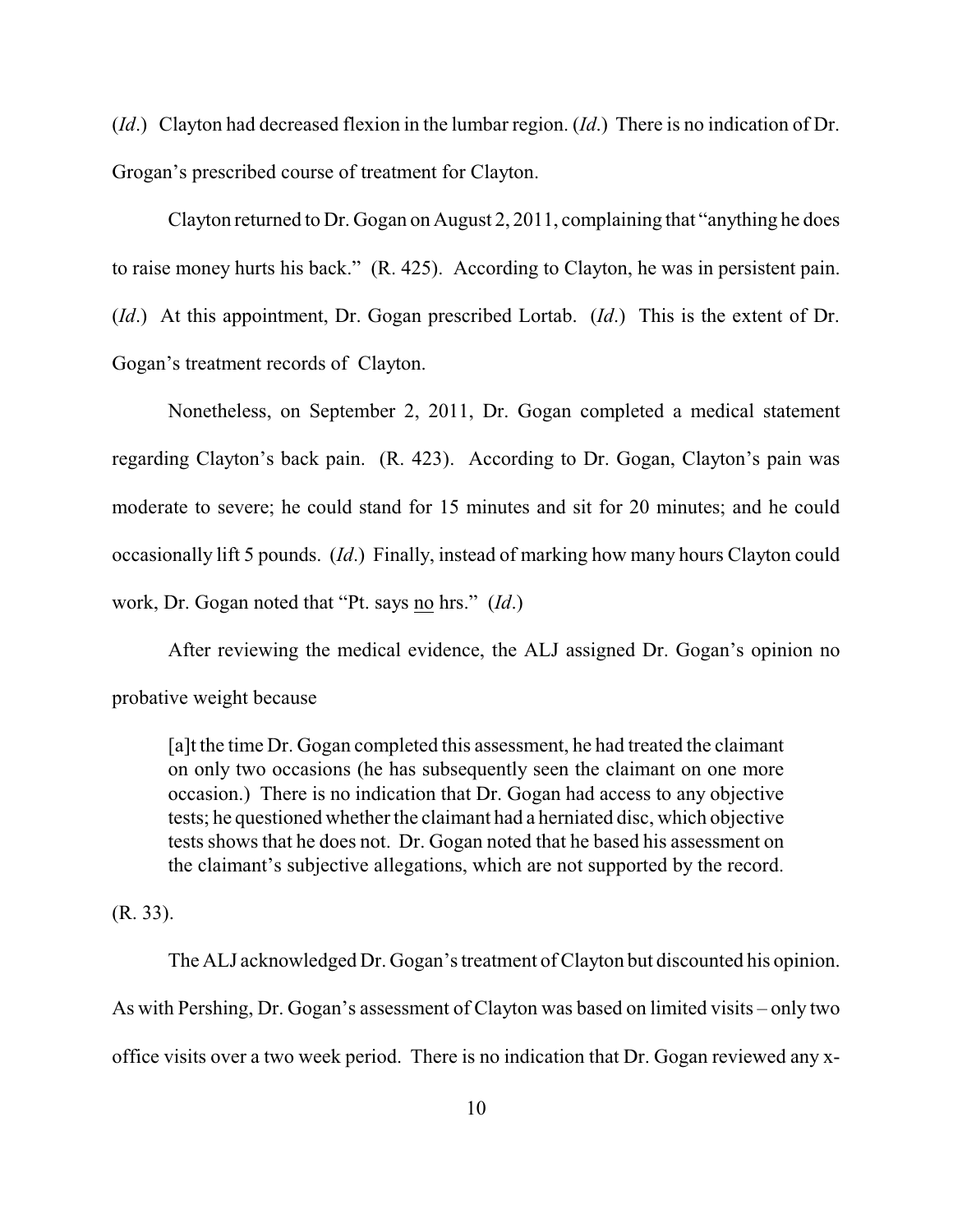(*Id*.) Clayton had decreased flexion in the lumbar region. (*Id*.) There is no indication of Dr. Grogan's prescribed course of treatment for Clayton.

Clayton returned to Dr. Gogan on August 2, 2011, complaining that "anything he does to raise money hurts his back." (R. 425). According to Clayton, he was in persistent pain. (*Id*.) At this appointment, Dr. Gogan prescribed Lortab. (*Id*.) This is the extent of Dr. Gogan's treatment records of Clayton.

Nonetheless, on September 2, 2011, Dr. Gogan completed a medical statement regarding Clayton's back pain. (R. 423). According to Dr. Gogan, Clayton's pain was moderate to severe; he could stand for 15 minutes and sit for 20 minutes; and he could occasionally lift 5 pounds. (*Id*.) Finally, instead of marking how many hours Clayton could work, Dr. Gogan noted that "Pt. says no hrs." (*Id*.)

After reviewing the medical evidence, the ALJ assigned Dr. Gogan's opinion no probative weight because

> [a]t the time Dr. Gogan completed this assessment, he had treated the claimant on only two occasions (he has subsequently seen the claimant on one more occasion.) There is no indication that Dr. Gogan had access to any objective tests; he questioned whether the claimant had a herniated disc, which objective tests shows that he does not. Dr. Gogan noted that he based his assessment on the claimant's subjective allegations, which are not supported by the record.

(R. 33).

The ALJ acknowledged Dr. Gogan's treatment of Clayton but discounted his opinion. As with Pershing, Dr. Gogan's assessment of Clayton was based on limited visits – only two office visits over a two week period. There is no indication that Dr. Gogan reviewed any x-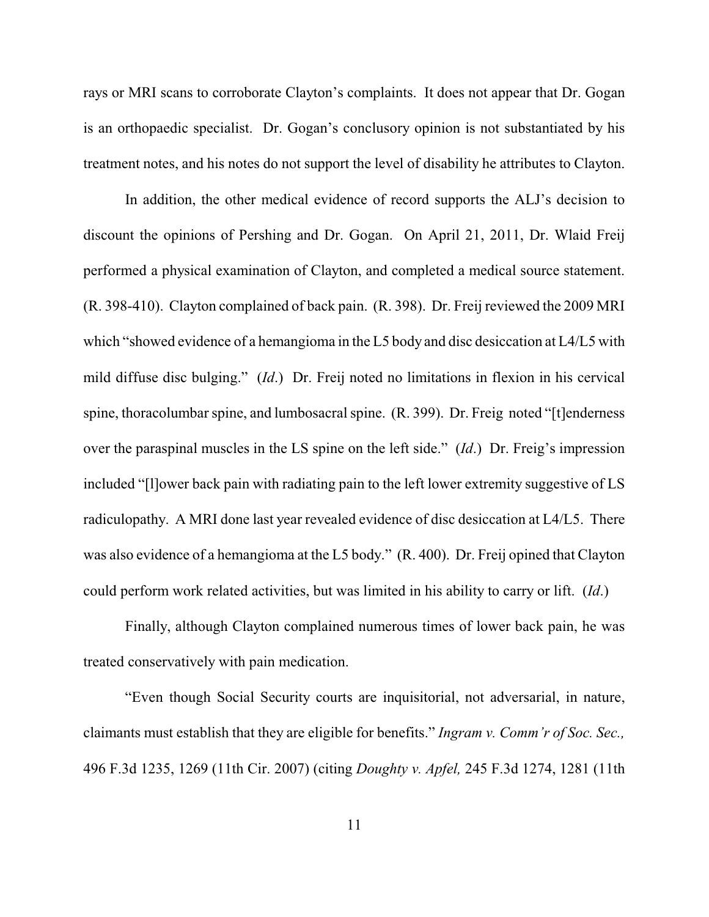rays or MRI scans to corroborate Clayton's complaints. It does not appear that Dr. Gogan is an orthopaedic specialist. Dr. Gogan's conclusory opinion is not substantiated by his treatment notes, and his notes do not support the level of disability he attributes to Clayton.

In addition, the other medical evidence of record supports the ALJ's decision to discount the opinions of Pershing and Dr. Gogan. On April 21, 2011, Dr. Wlaid Freij performed a physical examination of Clayton, and completed a medical source statement. (R. 398-410). Clayton complained of back pain. (R. 398). Dr. Freij reviewed the 2009 MRI which "showed evidence of a hemangioma in the L5 body and disc desiccation at L4/L5 with mild diffuse disc bulging." (*Id*.) Dr. Freij noted no limitations in flexion in his cervical spine, thoracolumbar spine, and lumbosacral spine. (R. 399). Dr. Freig noted "[t]enderness over the paraspinal muscles in the LS spine on the left side." (*Id*.) Dr. Freig's impression included "[l]ower back pain with radiating pain to the left lower extremity suggestive of LS radiculopathy. A MRI done last year revealed evidence of disc desiccation at L4/L5. There was also evidence of a hemangioma at the L5 body." (R. 400). Dr. Freij opined that Clayton could perform work related activities, but was limited in his ability to carry or lift. (*Id*.)

Finally, although Clayton complained numerous times of lower back pain, he was treated conservatively with pain medication.

"Even though Social Security courts are inquisitorial, not adversarial, in nature, claimants must establish that they are eligible for benefits." *Ingram v. Comm'r of Soc. Sec.,* 496 F.3d 1235, 1269 (11th Cir. 2007) (citing *Doughty v. Apfel,* 245 F.3d 1274, 1281 (11th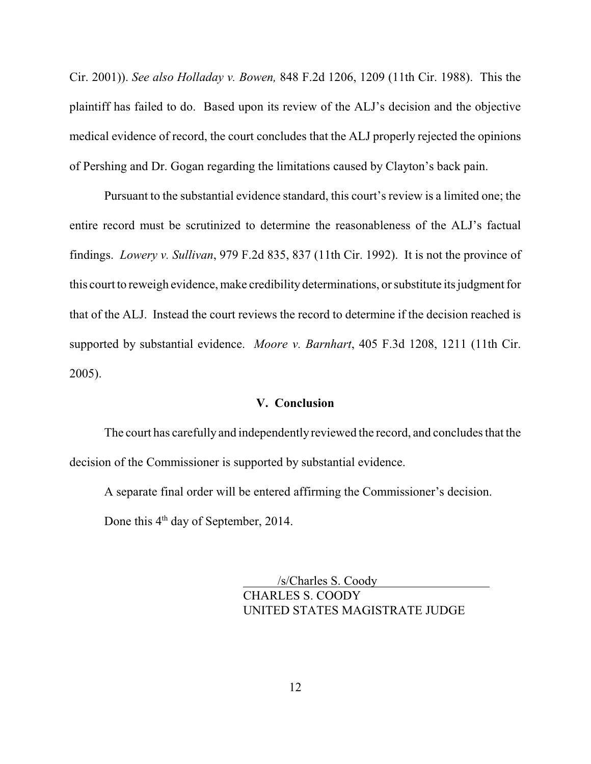Cir. 2001)). *See also Holladay v. Bowen,* 848 F.2d 1206, 1209 (11th Cir. 1988). This the plaintiff has failed to do. Based upon its review of the ALJ's decision and the objective medical evidence of record, the court concludes that the ALJ properly rejected the opinions of Pershing and Dr. Gogan regarding the limitations caused by Clayton's back pain.

Pursuant to the substantial evidence standard, this court's review is a limited one; the entire record must be scrutinized to determine the reasonableness of the ALJ's factual findings. *Lowery v. Sullivan*, 979 F.2d 835, 837 (11th Cir. 1992). It is not the province of this court to reweigh evidence, make credibility determinations, or substitute its judgment for that of the ALJ. Instead the court reviews the record to determine if the decision reached is supported by substantial evidence. *Moore v. Barnhart*, 405 F.3d 1208, 1211 (11th Cir. 2005).

## V. Conclusion

The court has carefully and independently reviewed the record, and concludes that the decision of the Commissioner is supported by substantial evidence.

A separate final order will be entered affirming the Commissioner's decision.

Done this 4th day of September, 2014.

/s/Charles S. Coody
CHARLES S. COODY
UNITED STATES MAGISTRATE JUDGE